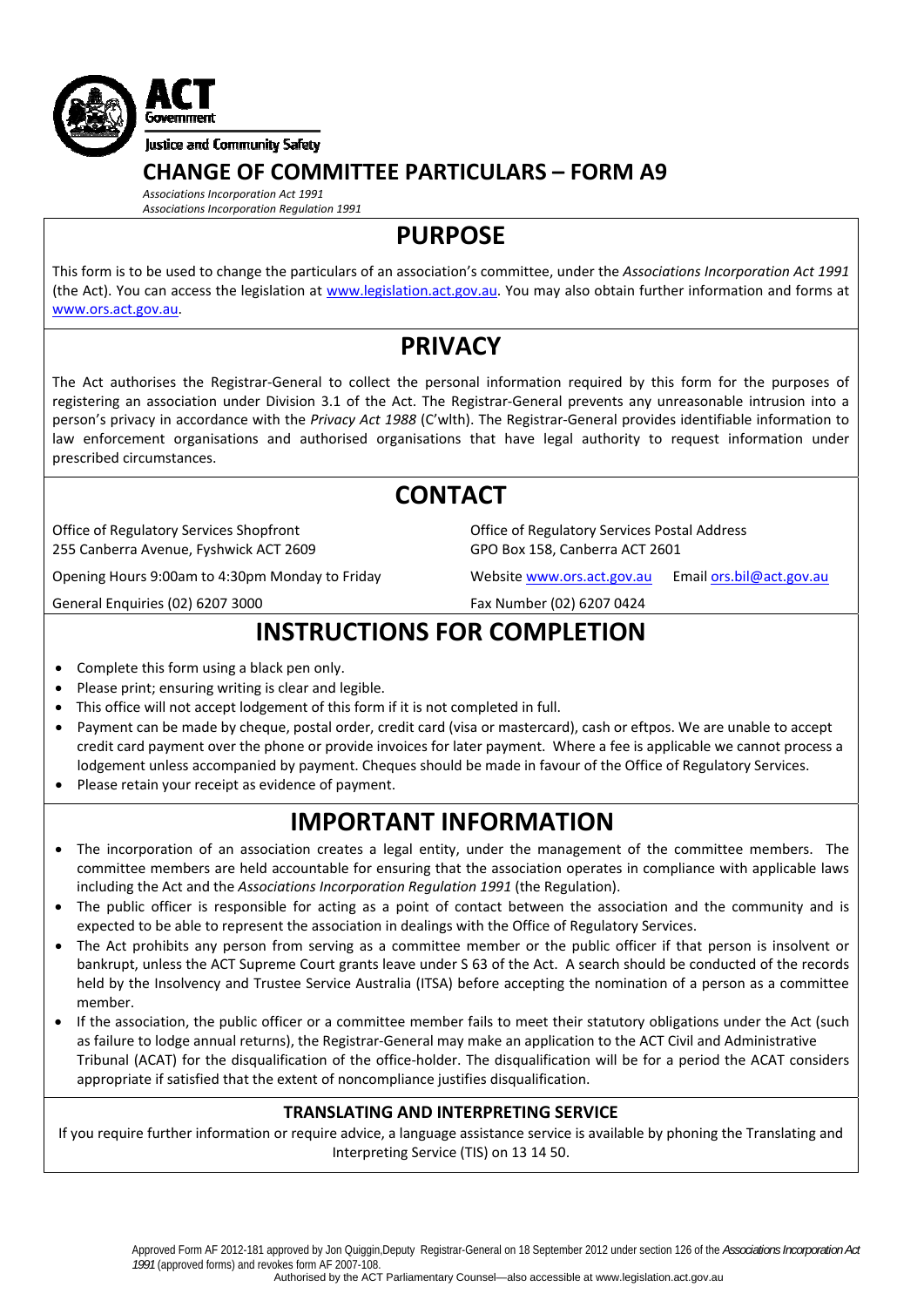ACT Government

Justice and Community Safety

# CHANGE OF COMMITTEE PARTICULARS – FORM A9

*Associations Incorporation Act 1991*
*Associations Incorporation Regulation 1991*

## PURPOSE

This form is to be used to change the particulars of an association's committee, under the *Associations Incorporation Act 1991* (the Act). You can access the legislation at www.legislation.act.gov.au. You may also obtain further information and forms at www.ors.act.gov.au.

## PRIVACY

The Act authorises the Registrar-General to collect the personal information required by this form for the purposes of registering an association under Division 3.1 of the Act. The Registrar-General prevents any unreasonable intrusion into a person's privacy in accordance with the *Privacy Act 1988* (C'wlth). The Registrar-General provides identifiable information to law enforcement organisations and authorised organisations that have legal authority to request information under prescribed circumstances.

## CONTACT

Office of Regulatory Services Shopfront
255 Canberra Avenue, Fyshwick ACT 2609

Opening Hours 9:00am to 4:30pm Monday to Friday

General Enquiries (02) 6207 3000

Office of Regulatory Services Postal Address
GPO Box 158, Canberra ACT 2601

Website www.ors.act.gov.au Email ors.bil@act.gov.au

Fax Number (02) 6207 0424

## INSTRUCTIONS FOR COMPLETION

- Complete this form using a black pen only.
- Please print; ensuring writing is clear and legible.
- This office will not accept lodgement of this form if it is not completed in full.
- Payment can be made by cheque, postal order, credit card (visa or mastercard), cash or eftpos. We are unable to accept credit card payment over the phone or provide invoices for later payment. Where a fee is applicable we cannot process a lodgement unless accompanied by payment. Cheques should be made in favour of the Office of Regulatory Services.
- Please retain your receipt as evidence of payment.

## IMPORTANT INFORMATION

- The incorporation of an association creates a legal entity, under the management of the committee members. The committee members are held accountable for ensuring that the association operates in compliance with applicable laws including the Act and the *Associations Incorporation Regulation 1991* (the Regulation).
- The public officer is responsible for acting as a point of contact between the association and the community and is expected to be able to represent the association in dealings with the Office of Regulatory Services.
- The Act prohibits any person from serving as a committee member or the public officer if that person is insolvent or bankrupt, unless the ACT Supreme Court grants leave under S 63 of the Act. A search should be conducted of the records held by the Insolvency and Trustee Service Australia (ITSA) before accepting the nomination of a person as a committee member.
- If the association, the public officer or a committee member fails to meet their statutory obligations under the Act (such as failure to lodge annual returns), the Registrar-General may make an application to the ACT Civil and Administrative Tribunal (ACAT) for the disqualification of the office-holder. The disqualification will be for a period the ACAT considers appropriate if satisfied that the extent of noncompliance justifies disqualification.

### TRANSLATING AND INTERPRETING SERVICE

If you require further information or require advice, a language assistance service is available by phoning the Translating and Interpreting Service (TIS) on 13 14 50.

Approved Form AF 2012-181 approved by Jon Quiggin,Deputy Registrar-General on 18 September 2012 under section 126 of the *Associations Incorporation Act 1991* (approved forms) and revokes form AF 2007-108.
Authorised by the ACT Parliamentary Counsel—also accessible at www.legislation.act.gov.au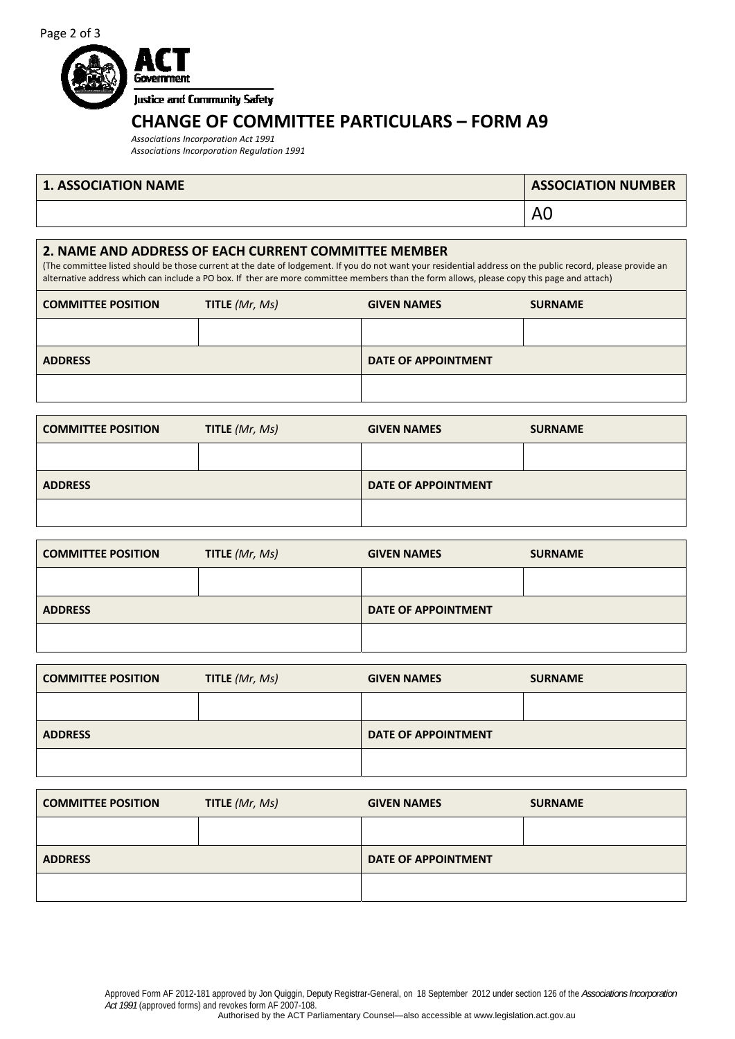ACT Government

Justice and Community Safety

# CHANGE OF COMMITTEE PARTICULARS – FORM A9

*Associations Incorporation Act 1991*
*Associations Incorporation Regulation 1991*

| **1. ASSOCIATION NAME** | **ASSOCIATION NUMBER** |
|---|---|
| | A0 |

## 2. NAME AND ADDRESS OF EACH CURRENT COMMITTEE MEMBER

(The committee listed should be those current at the date of lodgement. If you do not want your residential address on the public record, please provide an alternative address which can include a PO box. If ther are more committee members than the form allows, please copy this page and attach)

| **COMMITTEE POSITION** | **TITLE** *(Mr, Ms)* | **GIVEN NAMES** | **SURNAME** |
|---|---|---|---|
| | | | |
| **ADDRESS** | | **DATE OF APPOINTMENT** | |
| | | | |

| **COMMITTEE POSITION** | **TITLE** *(Mr, Ms)* | **GIVEN NAMES** | **SURNAME** |
|---|---|---|---|
| | | | |
| **ADDRESS** | | **DATE OF APPOINTMENT** | |
| | | | |

| **COMMITTEE POSITION** | **TITLE** *(Mr, Ms)* | **GIVEN NAMES** | **SURNAME** |
|---|---|---|---|
| | | | |
| **ADDRESS** | | **DATE OF APPOINTMENT** | |
| | | | |

| **COMMITTEE POSITION** | **TITLE** *(Mr, Ms)* | **GIVEN NAMES** | **SURNAME** |
|---|---|---|---|
| | | | |
| **ADDRESS** | | **DATE OF APPOINTMENT** | |
| | | | |

| **COMMITTEE POSITION** | **TITLE** *(Mr, Ms)* | **GIVEN NAMES** | **SURNAME** |
|---|---|---|---|
| | | | |
| **ADDRESS** | | **DATE OF APPOINTMENT** | |
| | | | |

Approved Form AF 2012-181 approved by Jon Quiggin, Deputy Registrar-General, on 18 September 2012 under section 126 of the *Associations Incorporation Act 1991* (approved forms) and revokes form AF 2007-108.
Authorised by the ACT Parliamentary Counsel—also accessible at www.legislation.act.gov.au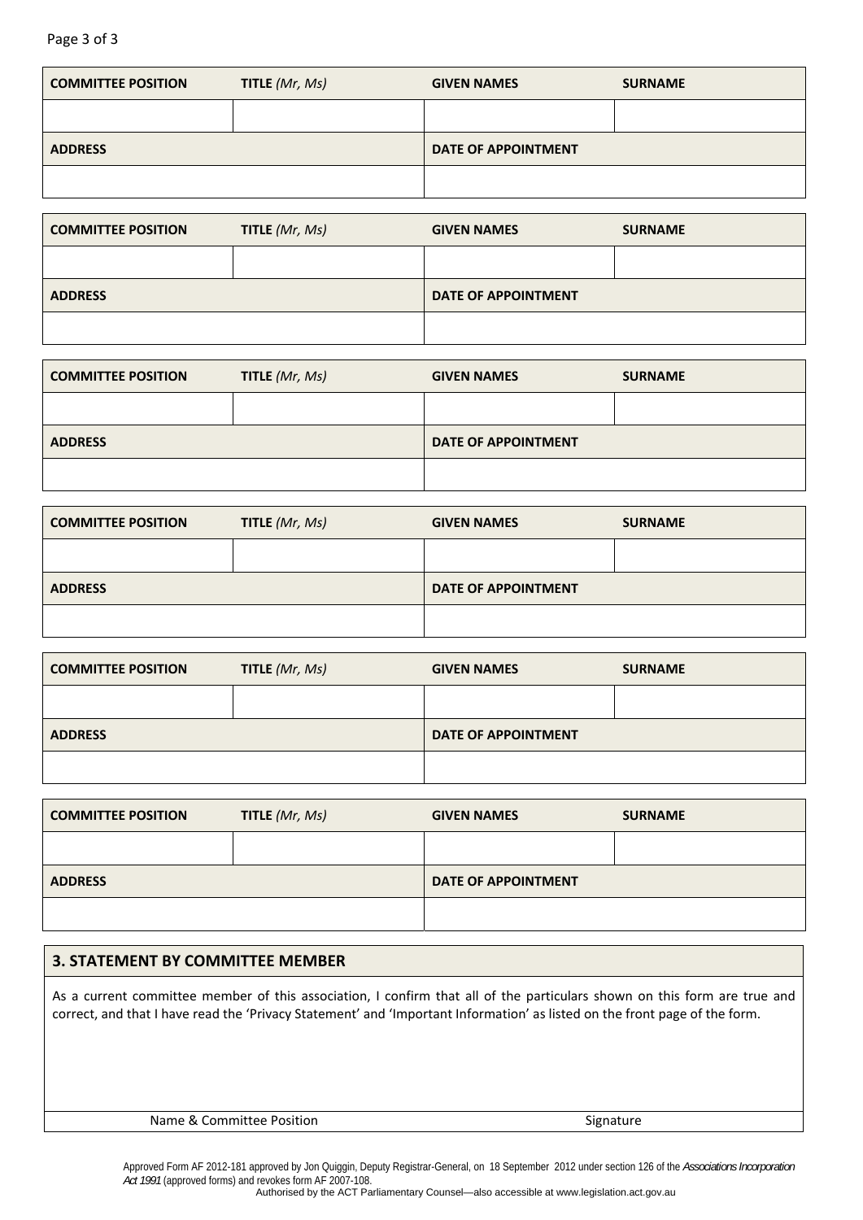| COMMITTEE POSITION | TITLE *(Mr, Ms)* | GIVEN NAMES | SURNAME |
| --- | --- | --- | --- |
| | | | |
| **ADDRESS** | | **DATE OF APPOINTMENT** | |
| | | | |

| COMMITTEE POSITION | TITLE *(Mr, Ms)* | GIVEN NAMES | SURNAME |
| --- | --- | --- | --- |
| | | | |
| **ADDRESS** | | **DATE OF APPOINTMENT** | |
| | | | |

| COMMITTEE POSITION | TITLE *(Mr, Ms)* | GIVEN NAMES | SURNAME |
| --- | --- | --- | --- |
| | | | |
| **ADDRESS** | | **DATE OF APPOINTMENT** | |
| | | | |

| COMMITTEE POSITION | TITLE *(Mr, Ms)* | GIVEN NAMES | SURNAME |
| --- | --- | --- | --- |
| | | | |
| **ADDRESS** | | **DATE OF APPOINTMENT** | |
| | | | |

| COMMITTEE POSITION | TITLE *(Mr, Ms)* | GIVEN NAMES | SURNAME |
| --- | --- | --- | --- |
| | | | |
| **ADDRESS** | | **DATE OF APPOINTMENT** | |
| | | | |

| COMMITTEE POSITION | TITLE *(Mr, Ms)* | GIVEN NAMES | SURNAME |
| --- | --- | --- | --- |
| | | | |
| **ADDRESS** | | **DATE OF APPOINTMENT** | |
| | | | |

## 3. STATEMENT BY COMMITTEE MEMBER

As a current committee member of this association, I confirm that all of the particulars shown on this form are true and correct, and that I have read the 'Privacy Statement' and 'Important Information' as listed on the front page of the form.

| Name & Committee Position | Signature |
| --- | --- |
| | |

Approved Form AF 2012-181 approved by Jon Quiggin, Deputy Registrar-General, on 18 September 2012 under section 126 of the *Associations Incorporation Act 1991* (approved forms) and revokes form AF 2007-108.

Authorised by the ACT Parliamentary Counsel—also accessible at www.legislation.act.gov.au